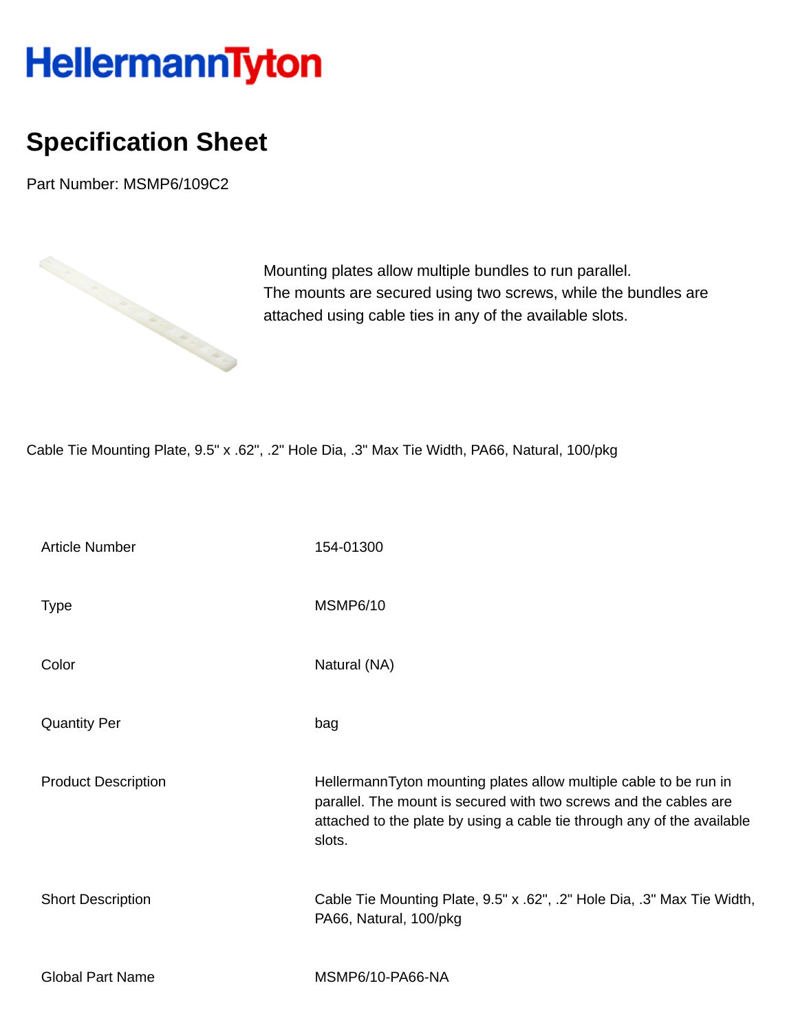HellermannTyton

# Specification Sheet

Part Number: MSMP6/109C2

Mounting plates allow multiple bundles to run parallel.
The mounts are secured using two screws, while the bundles are attached using cable ties in any of the available slots.

Cable Tie Mounting Plate, 9.5" x .62", .2" Hole Dia, .3" Max Tie Width, PA66, Natural, 100/pkg

| | |
|---|---|
| Article Number | 154-01300 |
| Type | MSMP6/10 |
| Color | Natural (NA) |
| Quantity Per | bag |
| Product Description | HellermannTyton mounting plates allow multiple cable to be run in parallel. The mount is secured with two screws and the cables are attached to the plate by using a cable tie through any of the available slots. |
| Short Description | Cable Tie Mounting Plate, 9.5" x .62", .2" Hole Dia, .3" Max Tie Width, PA66, Natural, 100/pkg |
| Global Part Name | MSMP6/10-PA66-NA |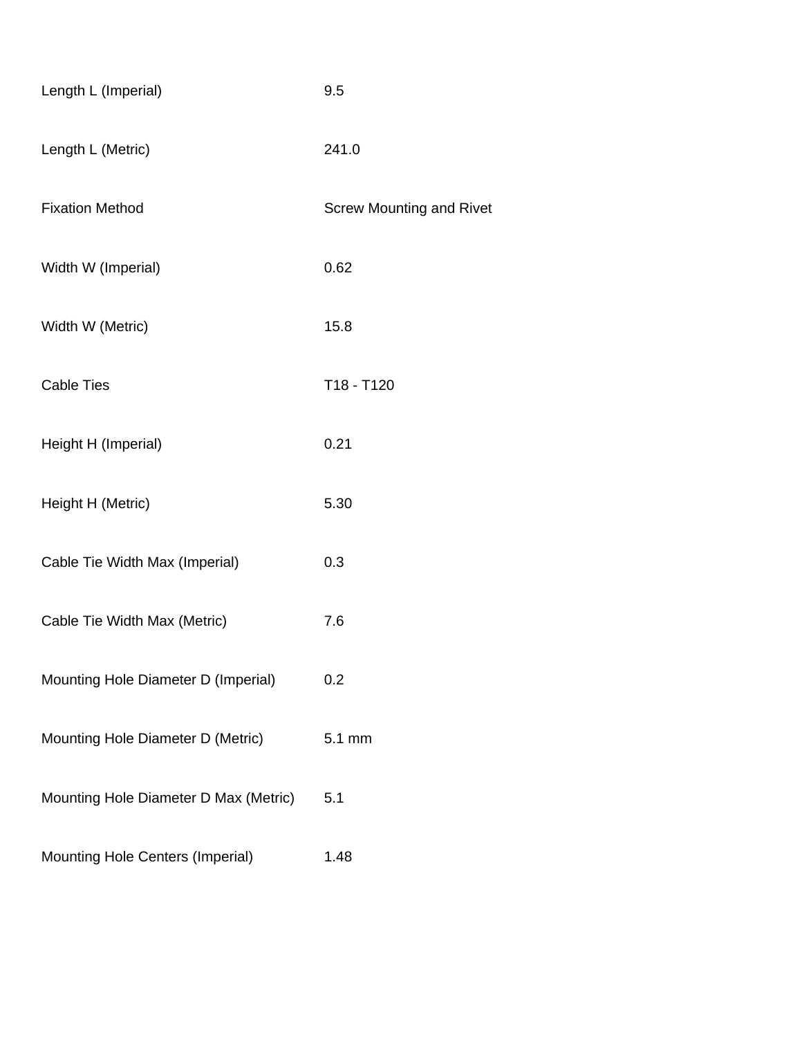| | |
|---|---|
| Length L (Imperial) | 9.5 |
| Length L (Metric) | 241.0 |
| Fixation Method | Screw Mounting and Rivet |
| Width W (Imperial) | 0.62 |
| Width W (Metric) | 15.8 |
| Cable Ties | T18 - T120 |
| Height H (Imperial) | 0.21 |
| Height H (Metric) | 5.30 |
| Cable Tie Width Max (Imperial) | 0.3 |
| Cable Tie Width Max (Metric) | 7.6 |
| Mounting Hole Diameter D (Imperial) | 0.2 |
| Mounting Hole Diameter D (Metric) | 5.1 mm |
| Mounting Hole Diameter D Max (Metric) | 5.1 |
| Mounting Hole Centers (Imperial) | 1.48 |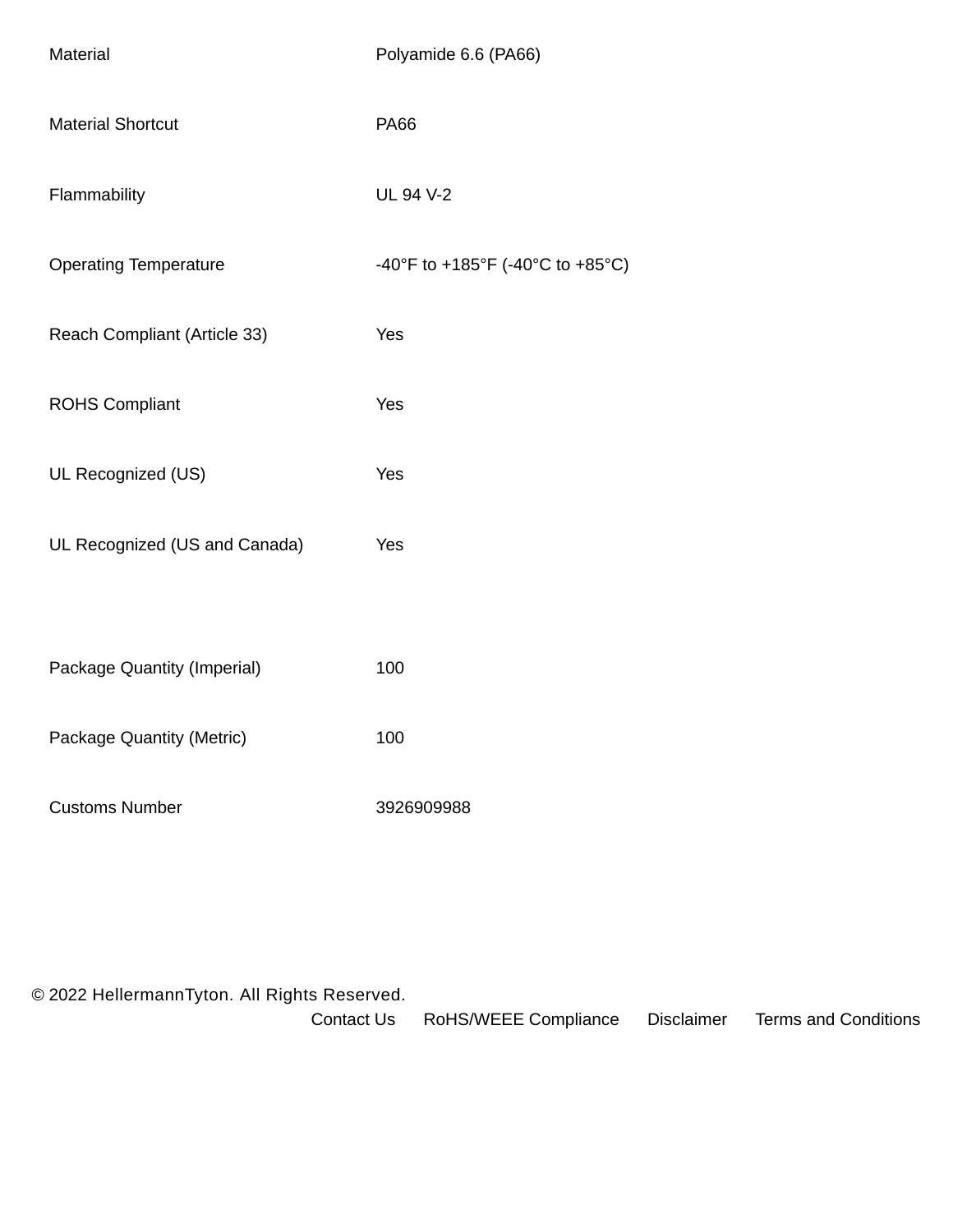| | |
|---|---|
| Material | Polyamide 6.6 (PA66) |
| Material Shortcut | PA66 |
| Flammability | UL 94 V-2 |
| Operating Temperature | -40°F to +185°F (-40°C to +85°C) |
| Reach Compliant (Article 33) | Yes |
| ROHS Compliant | Yes |
| UL Recognized (US) | Yes |
| UL Recognized (US and Canada) | Yes |

| | |
|---|---|
| Package Quantity (Imperial) | 100 |
| Package Quantity (Metric) | 100 |
| Customs Number | 3926909988 |

© 2022 HellermannTyton. All Rights Reserved.

Contact Us RoHS/WEEE Compliance Disclaimer Terms and Conditions